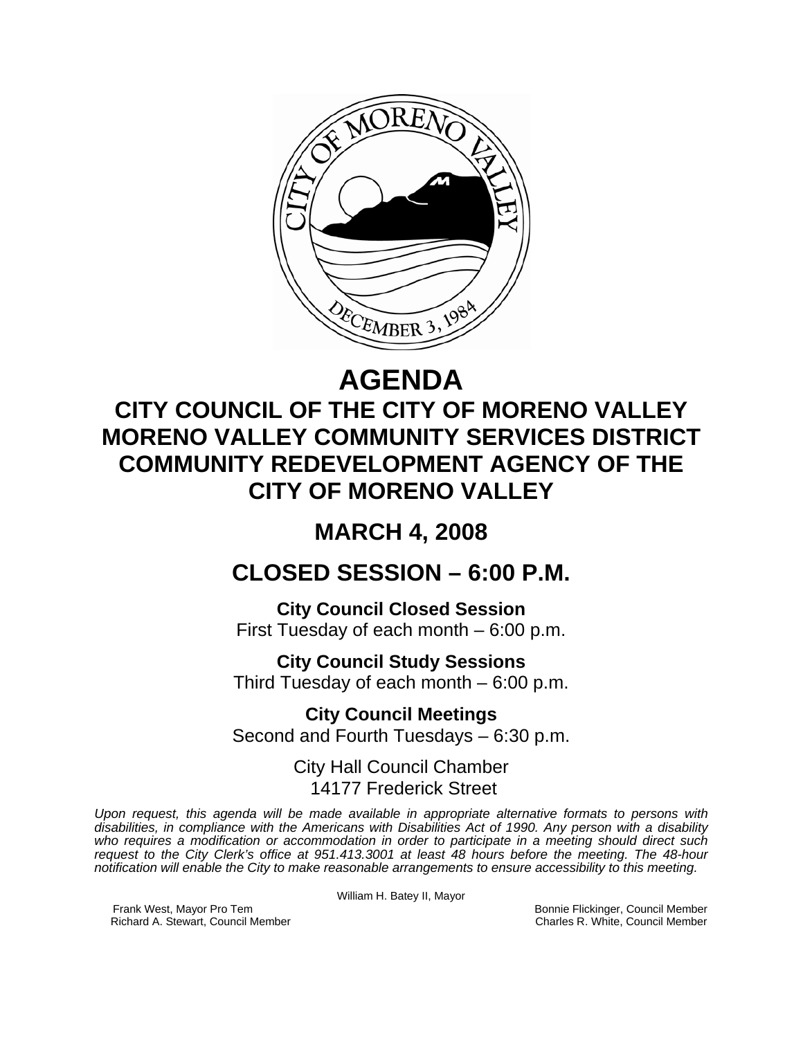# AGENDA

## CITY COUNCIL OF THE CITY OF MORENO VALLEY
## MORENO VALLEY COMMUNITY SERVICES DISTRICT
## COMMUNITY REDEVELOPMENT AGENCY OF THE CITY OF MORENO VALLEY

## MARCH 4, 2008

## CLOSED SESSION – 6:00 P.M.

**City Council Closed Session**
First Tuesday of each month – 6:00 p.m.

**City Council Study Sessions**
Third Tuesday of each month – 6:00 p.m.

**City Council Meetings**
Second and Fourth Tuesdays – 6:30 p.m.

City Hall Council Chamber
14177 Frederick Street

*Upon request, this agenda will be made available in appropriate alternative formats to persons with disabilities, in compliance with the Americans with Disabilities Act of 1990. Any person with a disability who requires a modification or accommodation in order to participate in a meeting should direct such request to the City Clerk's office at 951.413.3001 at least 48 hours before the meeting. The 48-hour notification will enable the City to make reasonable arrangements to ensure accessibility to this meeting.*

William H. Batey II, Mayor

Frank West, Mayor Pro Tem
Richard A. Stewart, Council Member
Bonnie Flickinger, Council Member
Charles R. White, Council Member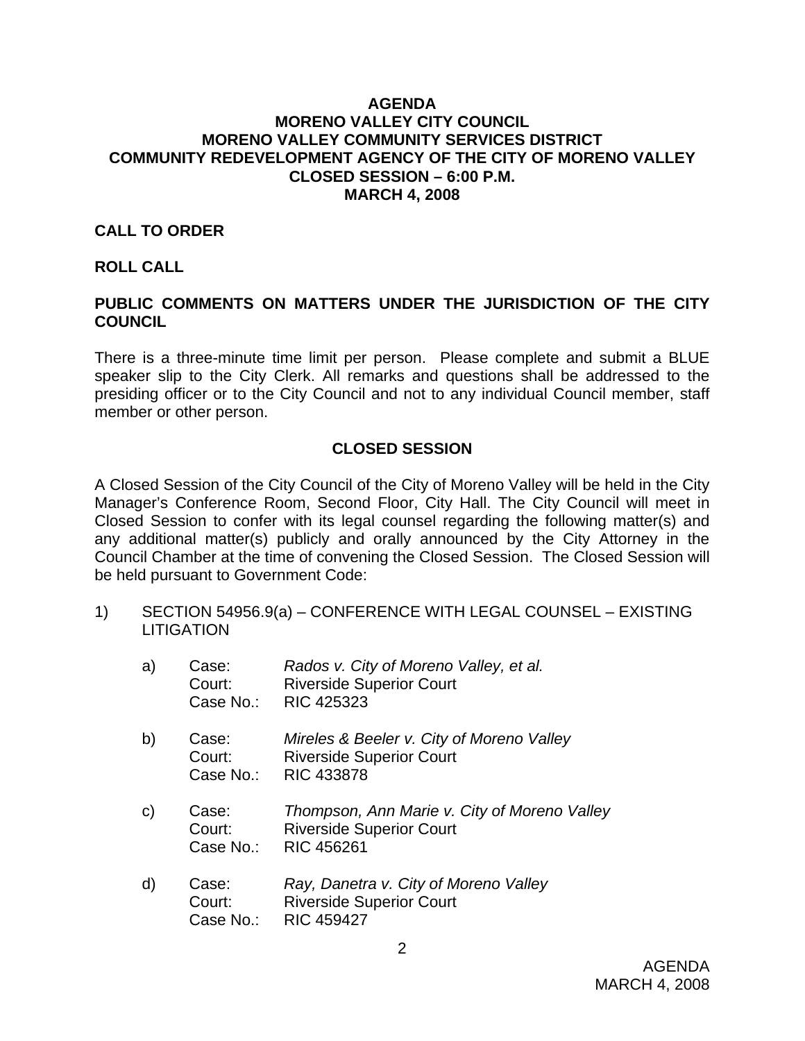**AGENDA**
**MORENO VALLEY CITY COUNCIL**
**MORENO VALLEY COMMUNITY SERVICES DISTRICT**
**COMMUNITY REDEVELOPMENT AGENCY OF THE CITY OF MORENO VALLEY**
**CLOSED SESSION – 6:00 P.M.**
**MARCH 4, 2008**

**CALL TO ORDER**

**ROLL CALL**

**PUBLIC COMMENTS ON MATTERS UNDER THE JURISDICTION OF THE CITY COUNCIL**

There is a three-minute time limit per person. Please complete and submit a BLUE speaker slip to the City Clerk. All remarks and questions shall be addressed to the presiding officer or to the City Council and not to any individual Council member, staff member or other person.

**CLOSED SESSION**

A Closed Session of the City Council of the City of Moreno Valley will be held in the City Manager's Conference Room, Second Floor, City Hall. The City Council will meet in Closed Session to confer with its legal counsel regarding the following matter(s) and any additional matter(s) publicly and orally announced by the City Attorney in the Council Chamber at the time of convening the Closed Session. The Closed Session will be held pursuant to Government Code:

1) SECTION 54956.9(a) – CONFERENCE WITH LEGAL COUNSEL – EXISTING LITIGATION

   a) Case: *Rados v. City of Moreno Valley, et al.*
      Court: Riverside Superior Court
      Case No.: RIC 425323

   b) Case: *Mireles & Beeler v. City of Moreno Valley*
      Court: Riverside Superior Court
      Case No.: RIC 433878

   c) Case: *Thompson, Ann Marie v. City of Moreno Valley*
      Court: Riverside Superior Court
      Case No.: RIC 456261

   d) Case: *Ray, Danetra v. City of Moreno Valley*
      Court: Riverside Superior Court
      Case No.: RIC 459427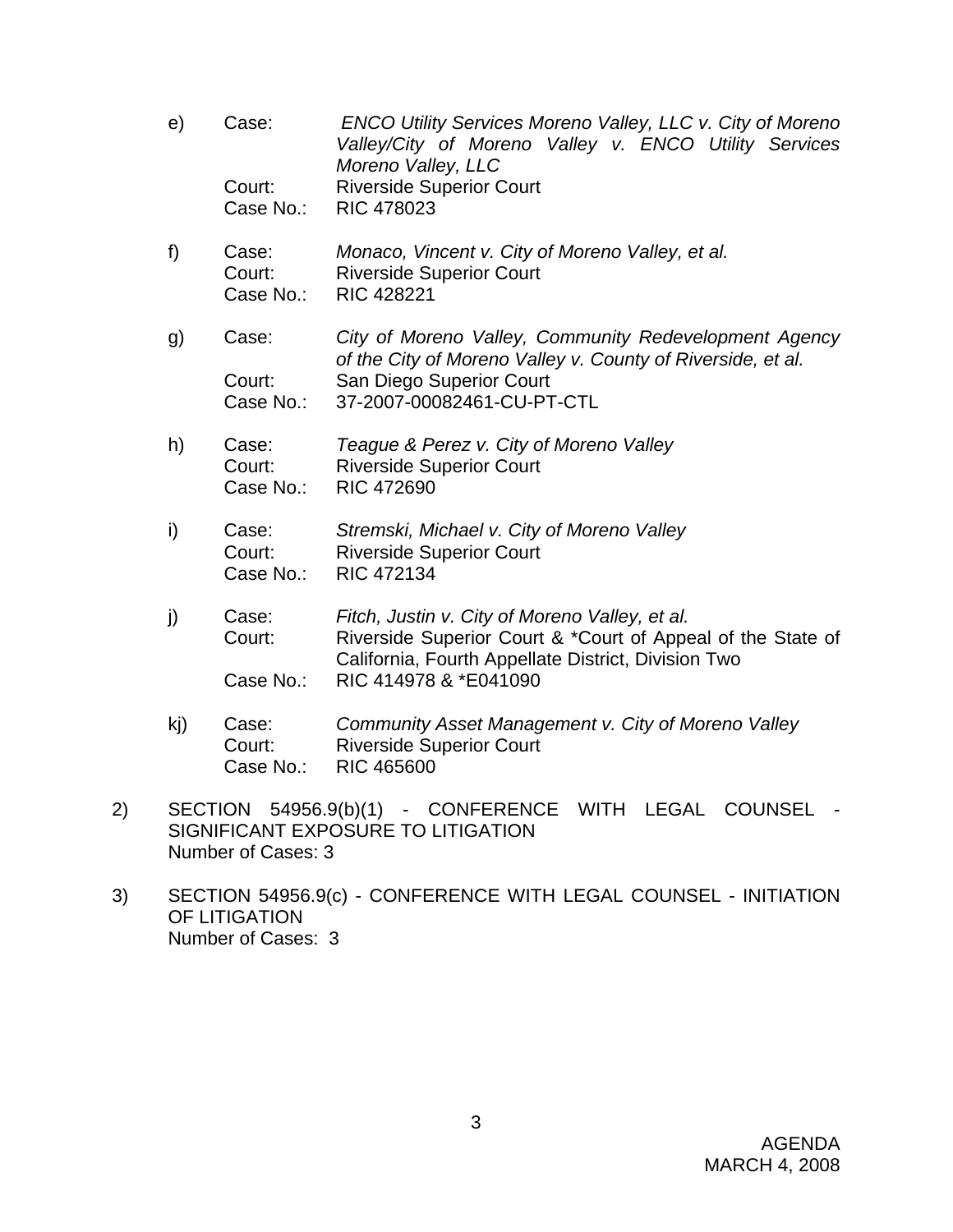e) Case: *ENCO Utility Services Moreno Valley, LLC v. City of Moreno Valley/City of Moreno Valley v. ENCO Utility Services Moreno Valley, LLC*
Court: Riverside Superior Court
Case No.: RIC 478023

f) Case: *Monaco, Vincent v. City of Moreno Valley, et al.*
Court: Riverside Superior Court
Case No.: RIC 428221

g) Case: *City of Moreno Valley, Community Redevelopment Agency of the City of Moreno Valley v. County of Riverside, et al.*
Court: San Diego Superior Court
Case No.: 37-2007-00082461-CU-PT-CTL

h) Case: *Teague & Perez v. City of Moreno Valley*
Court: Riverside Superior Court
Case No.: RIC 472690

i) Case: *Stremski, Michael v. City of Moreno Valley*
Court: Riverside Superior Court
Case No.: RIC 472134

j) Case: *Fitch, Justin v. City of Moreno Valley, et al.*
Court: Riverside Superior Court & *Court of Appeal of the State of California, Fourth Appellate District, Division Two
Case No.: RIC 414978 & *E041090

kj) Case: *Community Asset Management v. City of Moreno Valley*
Court: Riverside Superior Court
Case No.: RIC 465600

2) SECTION 54956.9(b)(1) - CONFERENCE WITH LEGAL COUNSEL - SIGNIFICANT EXPOSURE TO LITIGATION
Number of Cases: 3

3) SECTION 54956.9(c) - CONFERENCE WITH LEGAL COUNSEL - INITIATION OF LITIGATION
Number of Cases: 3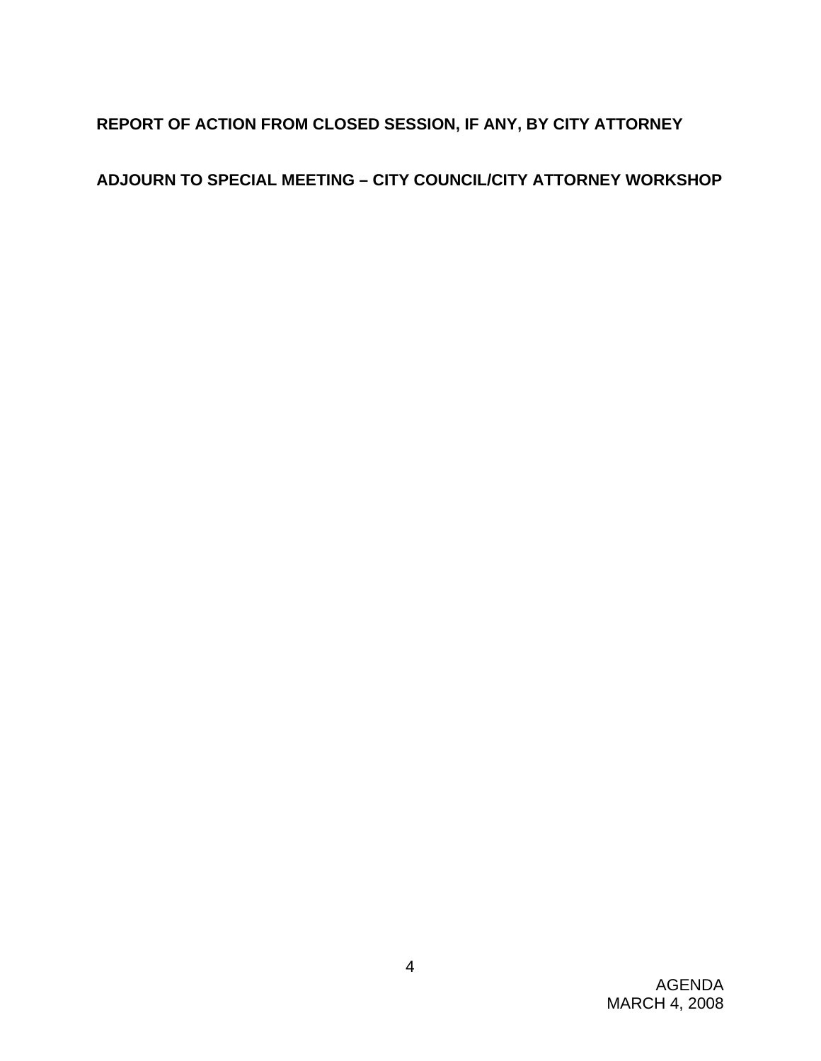**REPORT OF ACTION FROM CLOSED SESSION, IF ANY, BY CITY ATTORNEY**

**ADJOURN TO SPECIAL MEETING – CITY COUNCIL/CITY ATTORNEY WORKSHOP**